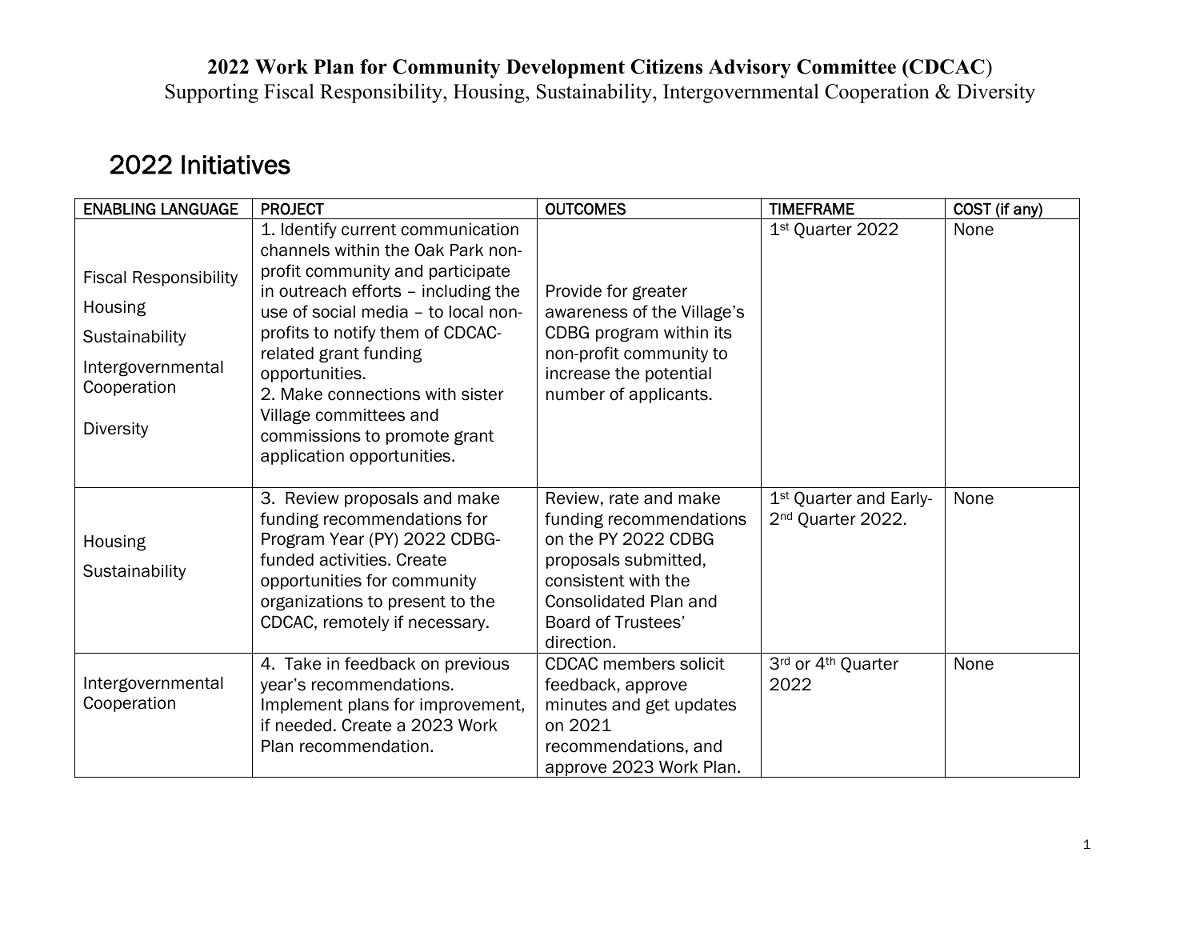**2022 Work Plan for Community Development Citizens Advisory Committee (CDCAC)**

Supporting Fiscal Responsibility, Housing, Sustainability, Intergovernmental Cooperation & Diversity

# 2022 Initiatives

| ENABLING LANGUAGE | PROJECT | OUTCOMES | TIMEFRAME | COST (if any) |
|---|---|---|---|---|
| Fiscal Responsibility<br>Housing<br>Sustainability<br>Intergovernmental Cooperation<br>Diversity | 1. Identify current communication channels within the Oak Park non-profit community and participate in outreach efforts – including the use of social media – to local non-profits to notify them of CDCAC-related grant funding opportunities.<br>2. Make connections with sister Village committees and commissions to promote grant application opportunities. | Provide for greater awareness of the Village's CDBG program within its non-profit community to increase the potential number of applicants. | 1st Quarter 2022 | None |
| Housing<br>Sustainability | 3. Review proposals and make funding recommendations for Program Year (PY) 2022 CDBG-funded activities. Create opportunities for community organizations to present to the CDCAC, remotely if necessary. | Review, rate and make funding recommendations on the PY 2022 CDBG proposals submitted, consistent with the Consolidated Plan and Board of Trustees' direction. | 1st Quarter and Early-2nd Quarter 2022. | None |
| Intergovernmental Cooperation | 4. Take in feedback on previous year's recommendations. Implement plans for improvement, if needed. Create a 2023 Work Plan recommendation. | CDCAC members solicit feedback, approve minutes and get updates on 2021 recommendations, and approve 2023 Work Plan. | 3rd or 4th Quarter 2022 | None |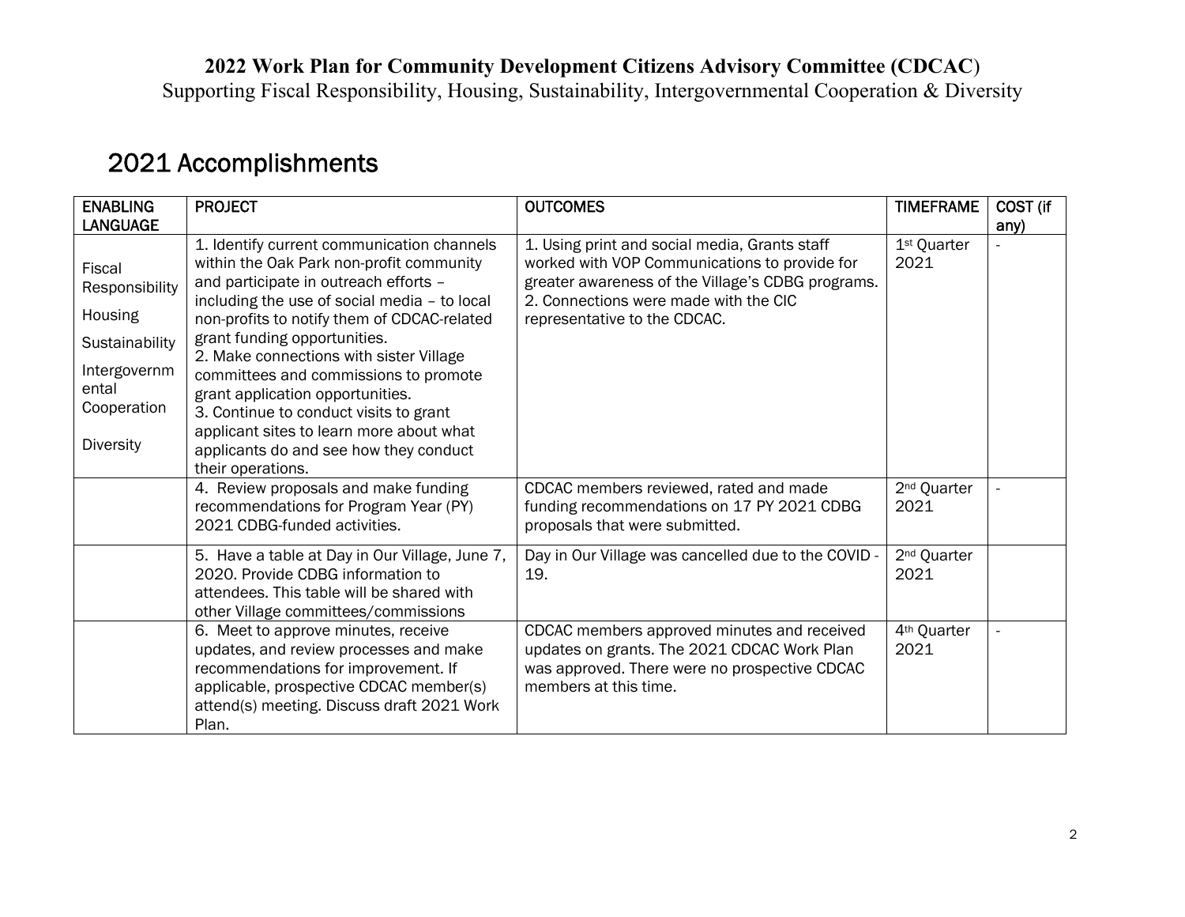**2022 Work Plan for Community Development Citizens Advisory Committee (CDCAC)**
Supporting Fiscal Responsibility, Housing, Sustainability, Intergovernmental Cooperation & Diversity

# 2021 Accomplishments

| ENABLING LANGUAGE | PROJECT | OUTCOMES | TIMEFRAME | COST (if any) |
|---|---|---|---|---|
| Fiscal Responsibility<br>Housing<br>Sustainability<br>Intergovernmental Cooperation<br>Diversity | 1. Identify current communication channels within the Oak Park non-profit community and participate in outreach efforts – including the use of social media – to local non-profits to notify them of CDCAC-related grant funding opportunities.<br>2. Make connections with sister Village committees and commissions to promote grant application opportunities.<br>3. Continue to conduct visits to grant applicant sites to learn more about what applicants do and see how they conduct their operations. | 1. Using print and social media, Grants staff worked with VOP Communications to provide for greater awareness of the Village's CDBG programs.<br>2. Connections were made with the CIC representative to the CDCAC. | 1st Quarter 2021 | - |
| | 4. Review proposals and make funding recommendations for Program Year (PY) 2021 CDBG-funded activities. | CDCAC members reviewed, rated and made funding recommendations on 17 PY 2021 CDBG proposals that were submitted. | 2nd Quarter 2021 | - |
| | 5. Have a table at Day in Our Village, June 7, 2020. Provide CDBG information to attendees. This table will be shared with other Village committees/commissions | Day in Our Village was cancelled due to the COVID - 19. | 2nd Quarter 2021 | |
| | 6. Meet to approve minutes, receive updates, and review processes and make recommendations for improvement. If applicable, prospective CDCAC member(s) attend(s) meeting. Discuss draft 2021 Work Plan. | CDCAC members approved minutes and received updates on grants. The 2021 CDCAC Work Plan was approved. There were no prospective CDCAC members at this time. | 4th Quarter 2021 | - |